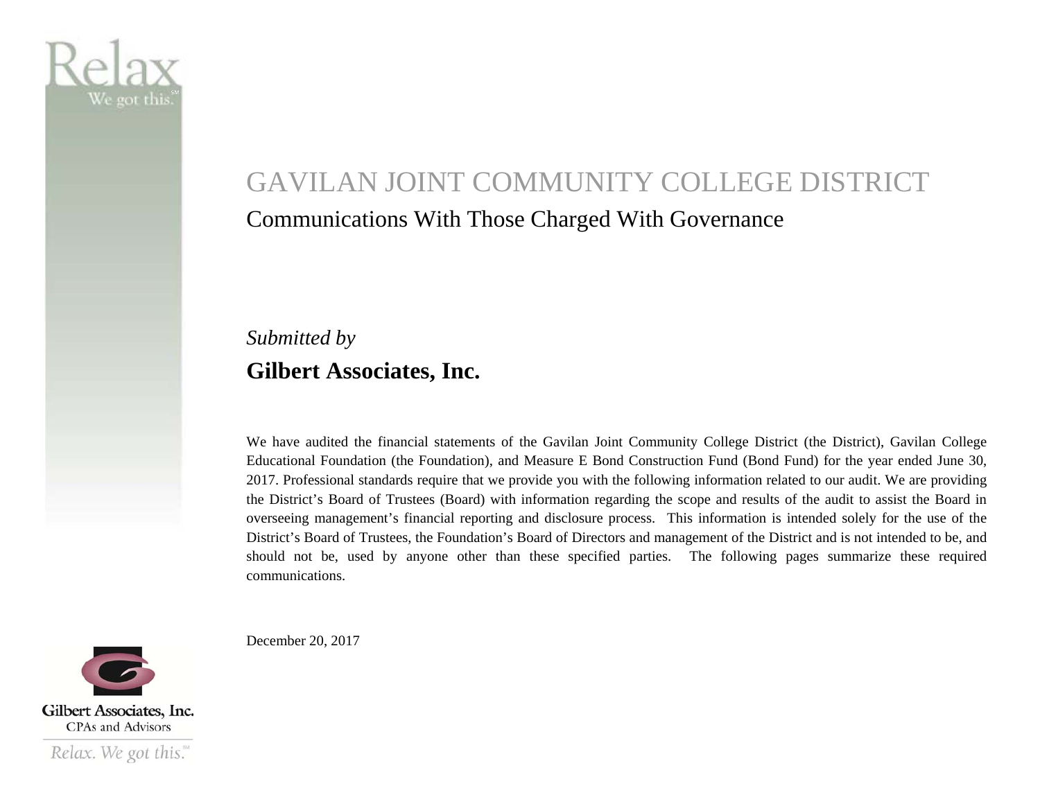# GAVILAN JOINT COMMUNITY COLLEGE DISTRICT

## Communications With Those Charged With Governance

*Submitted by*

**Gilbert Associates, Inc.**

We have audited the financial statements of the Gavilan Joint Community College District (the District), Gavilan College Educational Foundation (the Foundation), and Measure E Bond Construction Fund (Bond Fund) for the year ended June 30, 2017. Professional standards require that we provide you with the following information related to our audit. We are providing the District's Board of Trustees (Board) with information regarding the scope and results of the audit to assist the Board in overseeing management's financial reporting and disclosure process. This information is intended solely for the use of the District's Board of Trustees, the Foundation's Board of Directors and management of the District and is not intended to be, and should not be, used by anyone other than these specified parties. The following pages summarize these required communications.

December 20, 2017

Gilbert Associates, Inc.
CPAs and Advisors

*Relax. We got this.*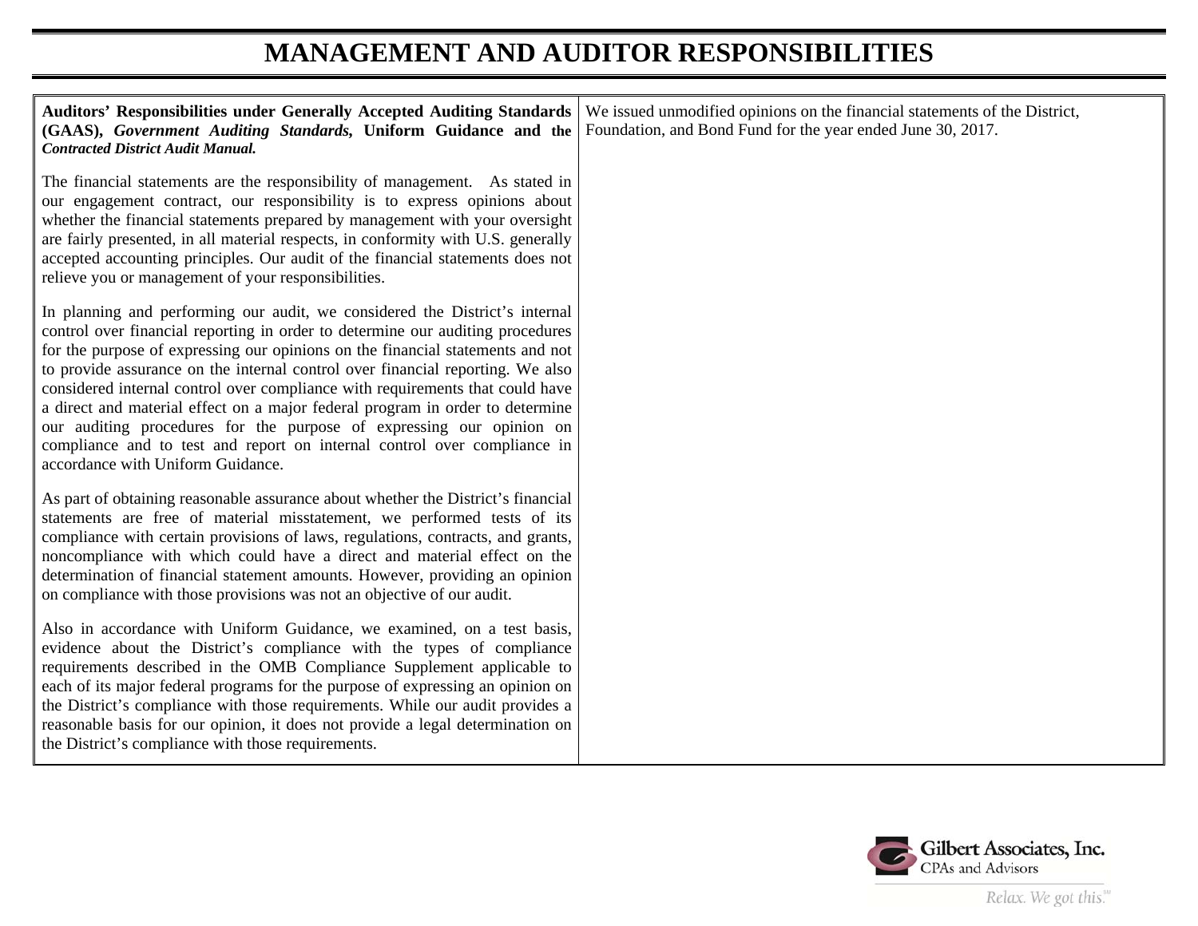# MANAGEMENT AND AUDITOR RESPONSIBILITIES

| **Auditors' Responsibilities under Generally Accepted Auditing Standards (GAAS), *Government Auditing Standards*, Uniform Guidance and the *Contracted District Audit Manual.*** | We issued unmodified opinions on the financial statements of the District, Foundation, and Bond Fund for the year ended June 30, 2017. |
|---|---|
| The financial statements are the responsibility of management. As stated in our engagement contract, our responsibility is to express opinions about whether the financial statements prepared by management with your oversight are fairly presented, in all material respects, in conformity with U.S. generally accepted accounting principles. Our audit of the financial statements does not relieve you or management of your responsibilities.<br><br>In planning and performing our audit, we considered the District's internal control over financial reporting in order to determine our auditing procedures for the purpose of expressing our opinions on the financial statements and not to provide assurance on the internal control over financial reporting. We also considered internal control over compliance with requirements that could have a direct and material effect on a major federal program in order to determine our auditing procedures for the purpose of expressing our opinion on compliance and to test and report on internal control over compliance in accordance with Uniform Guidance.<br><br>As part of obtaining reasonable assurance about whether the District's financial statements are free of material misstatement, we performed tests of its compliance with certain provisions of laws, regulations, contracts, and grants, noncompliance with which could have a direct and material effect on the determination of financial statement amounts. However, providing an opinion on compliance with those provisions was not an objective of our audit.<br><br>Also in accordance with Uniform Guidance, we examined, on a test basis, evidence about the District's compliance with the types of compliance requirements described in the OMB Compliance Supplement applicable to each of its major federal programs for the purpose of expressing an opinion on the District's compliance with those requirements. While our audit provides a reasonable basis for our opinion, it does not provide a legal determination on the District's compliance with those requirements. | |

Gilbert Associates, Inc.
CPAs and Advisors
Relax. We got this.℠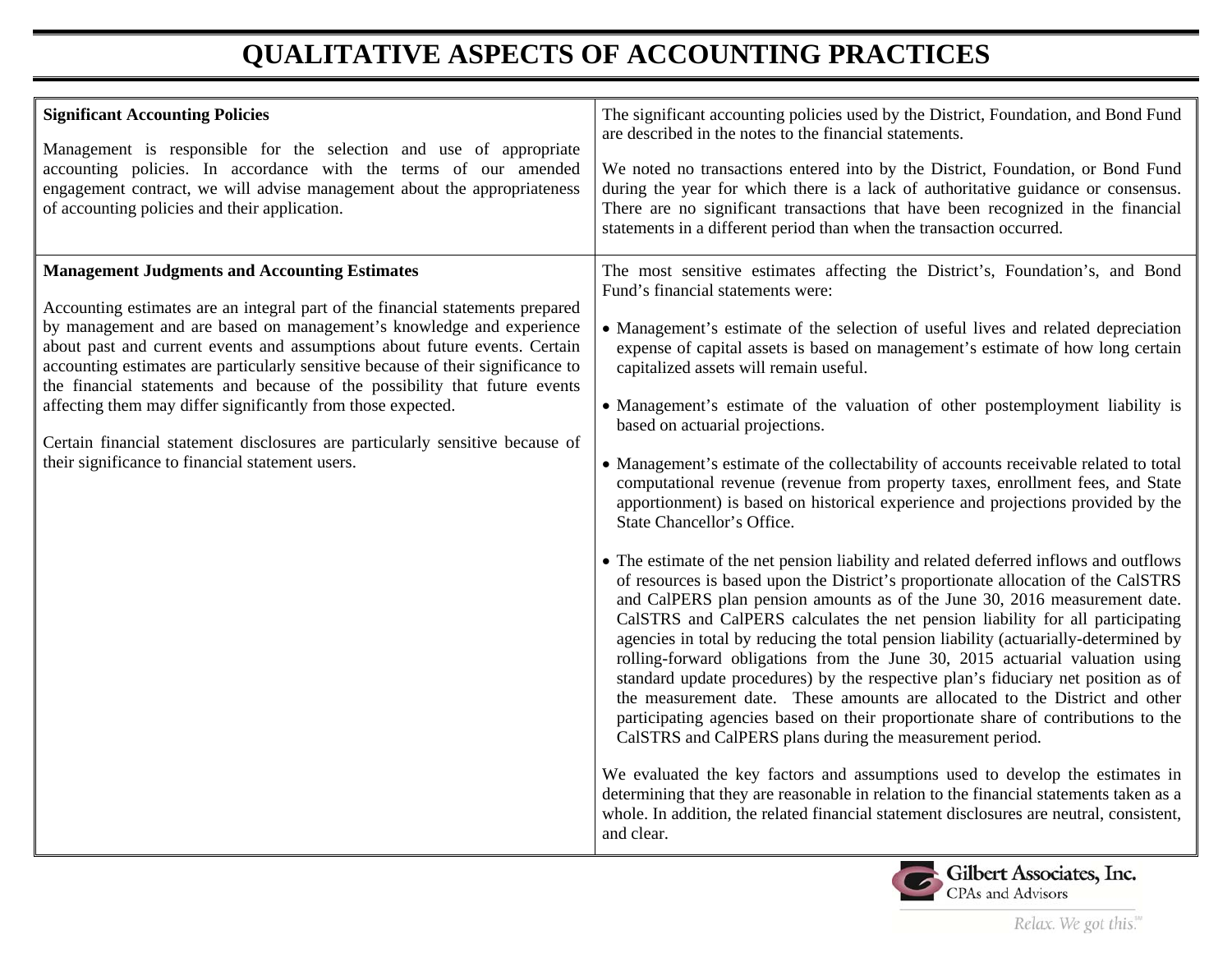# QUALITATIVE ASPECTS OF ACCOUNTING PRACTICES

| | |
|---|---|
| **Significant Accounting Policies**<br><br>Management is responsible for the selection and use of appropriate accounting policies. In accordance with the terms of our amended engagement contract, we will advise management about the appropriateness of accounting policies and their application. | The significant accounting policies used by the District, Foundation, and Bond Fund are described in the notes to the financial statements.<br><br>We noted no transactions entered into by the District, Foundation, or Bond Fund during the year for which there is a lack of authoritative guidance or consensus. There are no significant transactions that have been recognized in the financial statements in a different period than when the transaction occurred. |
| **Management Judgments and Accounting Estimates**<br><br>Accounting estimates are an integral part of the financial statements prepared by management and are based on management's knowledge and experience about past and current events and assumptions about future events. Certain accounting estimates are particularly sensitive because of their significance to the financial statements and because of the possibility that future events affecting them may differ significantly from those expected.<br><br>Certain financial statement disclosures are particularly sensitive because of their significance to financial statement users. | The most sensitive estimates affecting the District's, Foundation's, and Bond Fund's financial statements were:<br><br>• Management's estimate of the selection of useful lives and related depreciation expense of capital assets is based on management's estimate of how long certain capitalized assets will remain useful.<br><br>• Management's estimate of the valuation of other postemployment liability is based on actuarial projections.<br><br>• Management's estimate of the collectability of accounts receivable related to total computational revenue (revenue from property taxes, enrollment fees, and State apportionment) is based on historical experience and projections provided by the State Chancellor's Office.<br><br>• The estimate of the net pension liability and related deferred inflows and outflows of resources is based upon the District's proportionate allocation of the CalSTRS and CalPERS plan pension amounts as of the June 30, 2016 measurement date. CalSTRS and CalPERS calculates the net pension liability for all participating agencies in total by reducing the total pension liability (actuarially-determined by rolling-forward obligations from the June 30, 2015 actuarial valuation using standard update procedures) by the respective plan's fiduciary net position as of the measurement date. These amounts are allocated to the District and other participating agencies based on their proportionate share of contributions to the CalSTRS and CalPERS plans during the measurement period.<br><br>We evaluated the key factors and assumptions used to develop the estimates in determining that they are reasonable in relation to the financial statements taken as a whole. In addition, the related financial statement disclosures are neutral, consistent, and clear. |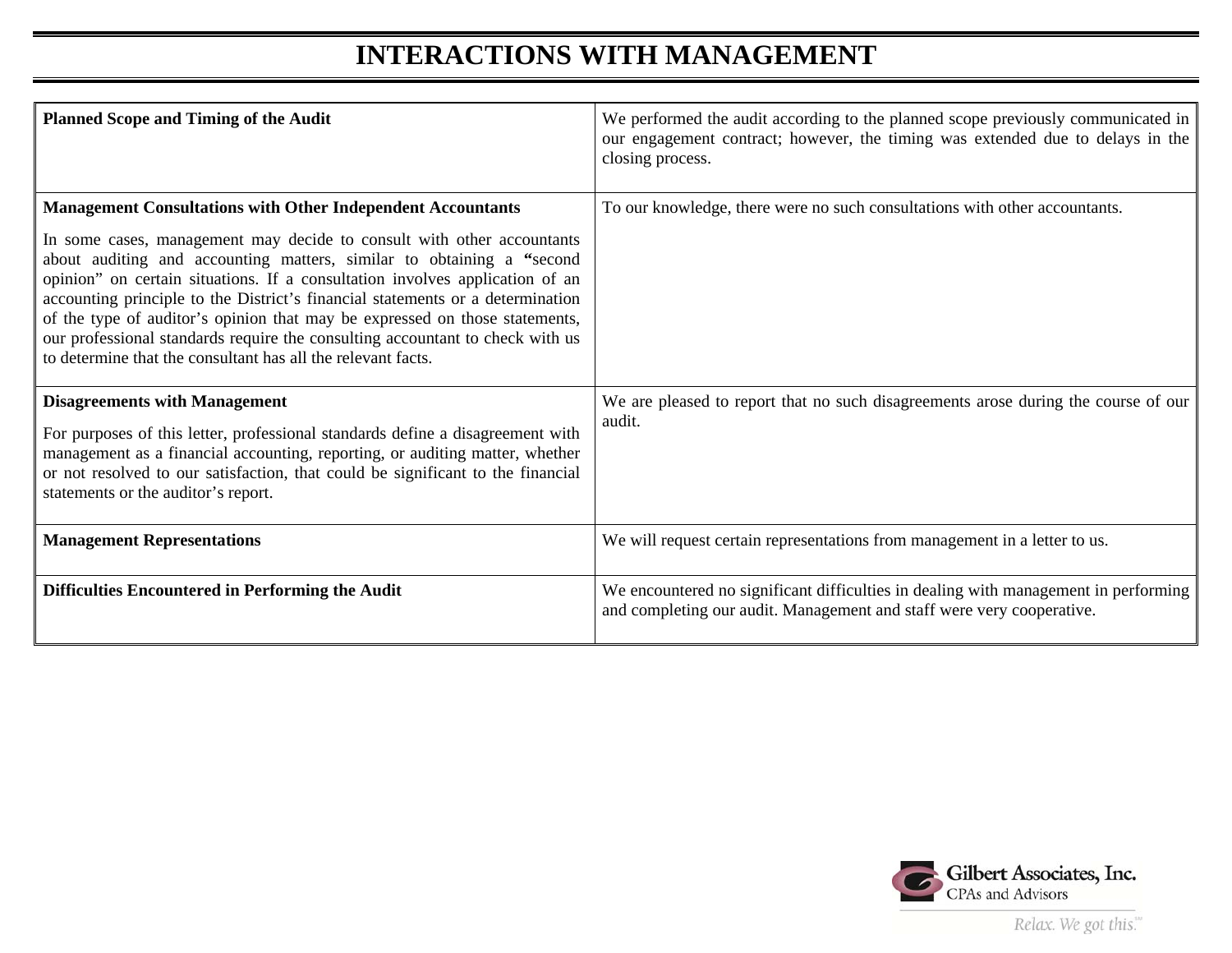# INTERACTIONS WITH MANAGEMENT

| | |
|---|---|
| **Planned Scope and Timing of the Audit** | We performed the audit according to the planned scope previously communicated in our engagement contract; however, the timing was extended due to delays in the closing process. |
| **Management Consultations with Other Independent Accountants**<br><br>In some cases, management may decide to consult with other accountants about auditing and accounting matters, similar to obtaining a "second opinion" on certain situations. If a consultation involves application of an accounting principle to the District's financial statements or a determination of the type of auditor's opinion that may be expressed on those statements, our professional standards require the consulting accountant to check with us to determine that the consultant has all the relevant facts. | To our knowledge, there were no such consultations with other accountants. |
| **Disagreements with Management**<br><br>For purposes of this letter, professional standards define a disagreement with management as a financial accounting, reporting, or auditing matter, whether or not resolved to our satisfaction, that could be significant to the financial statements or the auditor's report. | We are pleased to report that no such disagreements arose during the course of our audit. |
| **Management Representations** | We will request certain representations from management in a letter to us. |
| **Difficulties Encountered in Performing the Audit** | We encountered no significant difficulties in dealing with management in performing and completing our audit. Management and staff were very cooperative. |

Gilbert Associates, Inc.
CPAs and Advisors
*Relax. We got this.*℠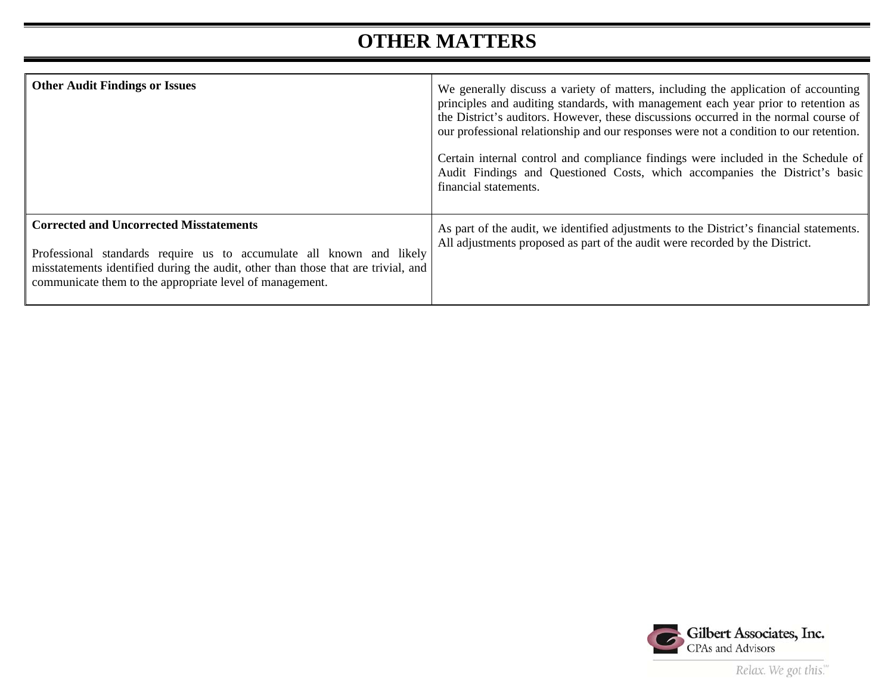# OTHER MATTERS

| | |
|---|---|
| **Other Audit Findings or Issues** | We generally discuss a variety of matters, including the application of accounting principles and auditing standards, with management each year prior to retention as the District's auditors. However, these discussions occurred in the normal course of our professional relationship and our responses were not a condition to our retention.<br><br>Certain internal control and compliance findings were included in the Schedule of Audit Findings and Questioned Costs, which accompanies the District's basic financial statements. |
| **Corrected and Uncorrected Misstatements**<br><br>Professional standards require us to accumulate all known and likely misstatements identified during the audit, other than those that are trivial, and communicate them to the appropriate level of management. | As part of the audit, we identified adjustments to the District's financial statements. All adjustments proposed as part of the audit were recorded by the District. |

Gilbert Associates, Inc.
CPAs and Advisors
*Relax. We got this.*℠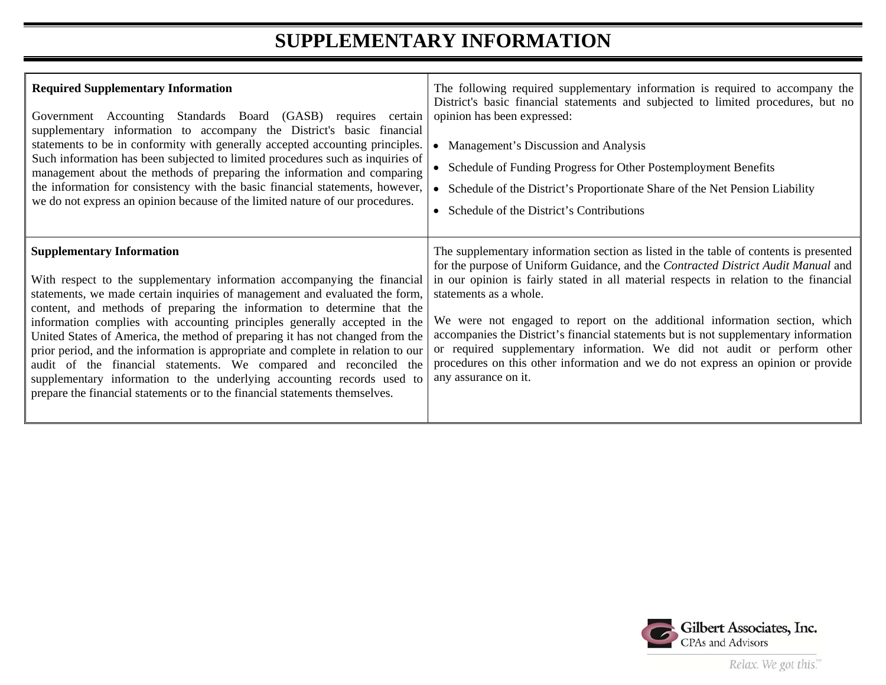# SUPPLEMENTARY INFORMATION

| | |
|---|---|
| **Required Supplementary Information**<br><br>Government Accounting Standards Board (GASB) requires certain supplementary information to accompany the District's basic financial statements to be in conformity with generally accepted accounting principles. Such information has been subjected to limited procedures such as inquiries of management about the methods of preparing the information and comparing the information for consistency with the basic financial statements, however, we do not express an opinion because of the limited nature of our procedures. | The following required supplementary information is required to accompany the District's basic financial statements and subjected to limited procedures, but no opinion has been expressed:<br><br>• Management's Discussion and Analysis<br>• Schedule of Funding Progress for Other Postemployment Benefits<br>• Schedule of the District's Proportionate Share of the Net Pension Liability<br>• Schedule of the District's Contributions |
| **Supplementary Information**<br><br>With respect to the supplementary information accompanying the financial statements, we made certain inquiries of management and evaluated the form, content, and methods of preparing the information to determine that the information complies with accounting principles generally accepted in the United States of America, the method of preparing it has not changed from the prior period, and the information is appropriate and complete in relation to our audit of the financial statements. We compared and reconciled the supplementary information to the underlying accounting records used to prepare the financial statements or to the financial statements themselves. | The supplementary information section as listed in the table of contents is presented for the purpose of Uniform Guidance, and the *Contracted District Audit Manual* and in our opinion is fairly stated in all material respects in relation to the financial statements as a whole.<br><br>We were not engaged to report on the additional information section, which accompanies the District's financial statements but is not supplementary information or required supplementary information. We did not audit or perform other procedures on this other information and we do not express an opinion or provide any assurance on it. |

Gilbert Associates, Inc.
CPAs and Advisors
Relax. We got this.℠